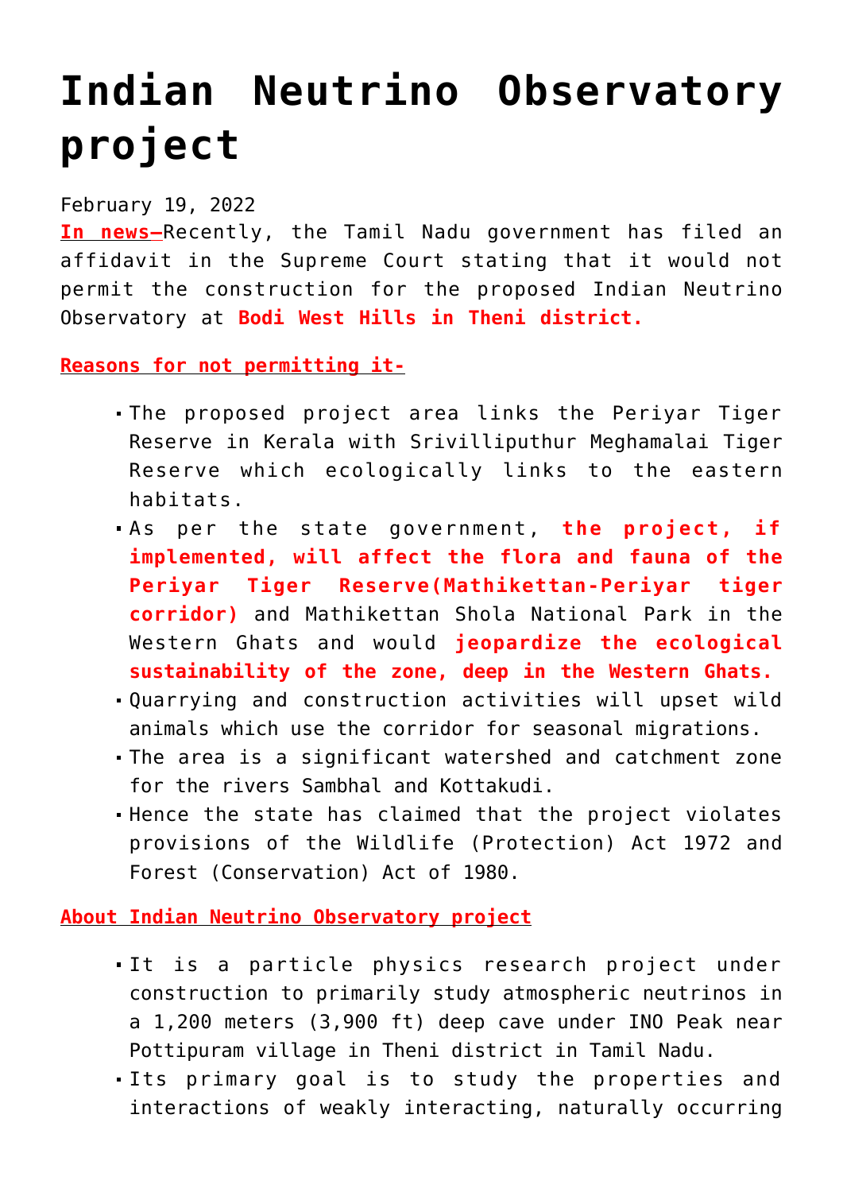# Indian Neutrino Observatory project

February 19, 2022

**In news–**Recently, the Tamil Nadu government has filed an affidavit in the Supreme Court stating that it would not permit the construction for the proposed Indian Neutrino Observatory at **Bodi West Hills in Theni district.**

**Reasons for not permitting it-**

- The proposed project area links the Periyar Tiger Reserve in Kerala with Srivilliputhur Meghamalai Tiger Reserve which ecologically links to the eastern habitats.
- As per the state government, **the project, if implemented, will affect the flora and fauna of the Periyar Tiger Reserve(Mathikettan-Periyar tiger corridor)** and Mathikettan Shola National Park in the Western Ghats and would **jeopardize the ecological sustainability of the zone, deep in the Western Ghats.**
- Quarrying and construction activities will upset wild animals which use the corridor for seasonal migrations.
- The area is a significant watershed and catchment zone for the rivers Sambhal and Kottakudi.
- Hence the state has claimed that the project violates provisions of the Wildlife (Protection) Act 1972 and Forest (Conservation) Act of 1980.

**About Indian Neutrino Observatory project**

- It is a particle physics research project under construction to primarily study atmospheric neutrinos in a 1,200 meters (3,900 ft) deep cave under INO Peak near Pottipuram village in Theni district in Tamil Nadu.
- Its primary goal is to study the properties and interactions of weakly interacting, naturally occurring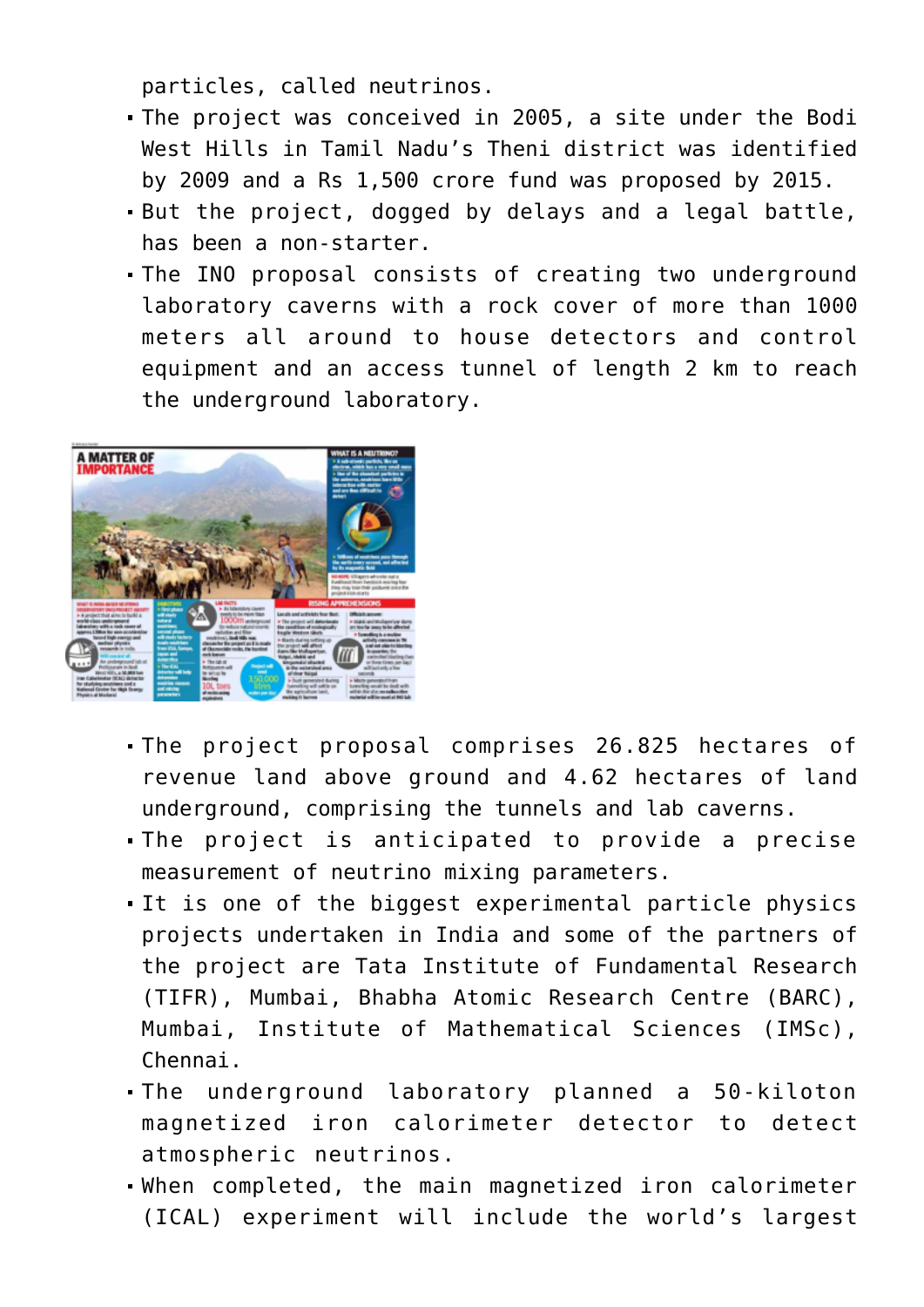particles, called neutrinos.

- The project was conceived in 2005, a site under the Bodi West Hills in Tamil Nadu's Theni district was identified by 2009 and a Rs 1,500 crore fund was proposed by 2015.
- But the project, dogged by delays and a legal battle, has been a non-starter.
- The INO proposal consists of creating two underground laboratory caverns with a rock cover of more than 1000 meters all around to house detectors and control equipment and an access tunnel of length 2 km to reach the underground laboratory.

- The project proposal comprises 26.825 hectares of revenue land above ground and 4.62 hectares of land underground, comprising the tunnels and lab caverns.
- The project is anticipated to provide a precise measurement of neutrino mixing parameters.
- It is one of the biggest experimental particle physics projects undertaken in India and some of the partners of the project are Tata Institute of Fundamental Research (TIFR), Mumbai, Bhabha Atomic Research Centre (BARC), Mumbai, Institute of Mathematical Sciences (IMSc), Chennai.
- The underground laboratory planned a 50-kiloton magnetized iron calorimeter detector to detect atmospheric neutrinos.
- When completed, the main magnetized iron calorimeter (ICAL) experiment will include the world's largest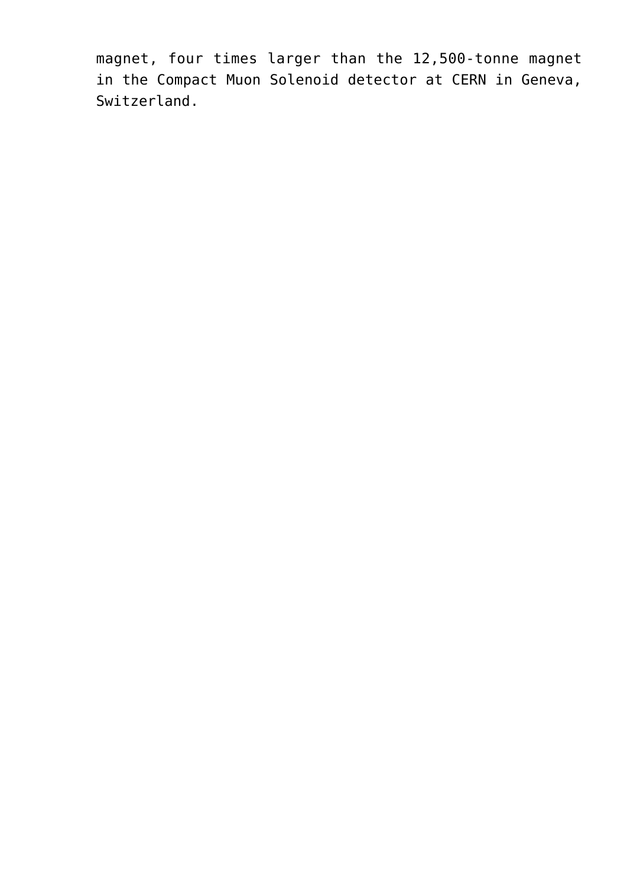magnet, four times larger than the 12,500-tonne magnet in the Compact Muon Solenoid detector at CERN in Geneva, Switzerland.